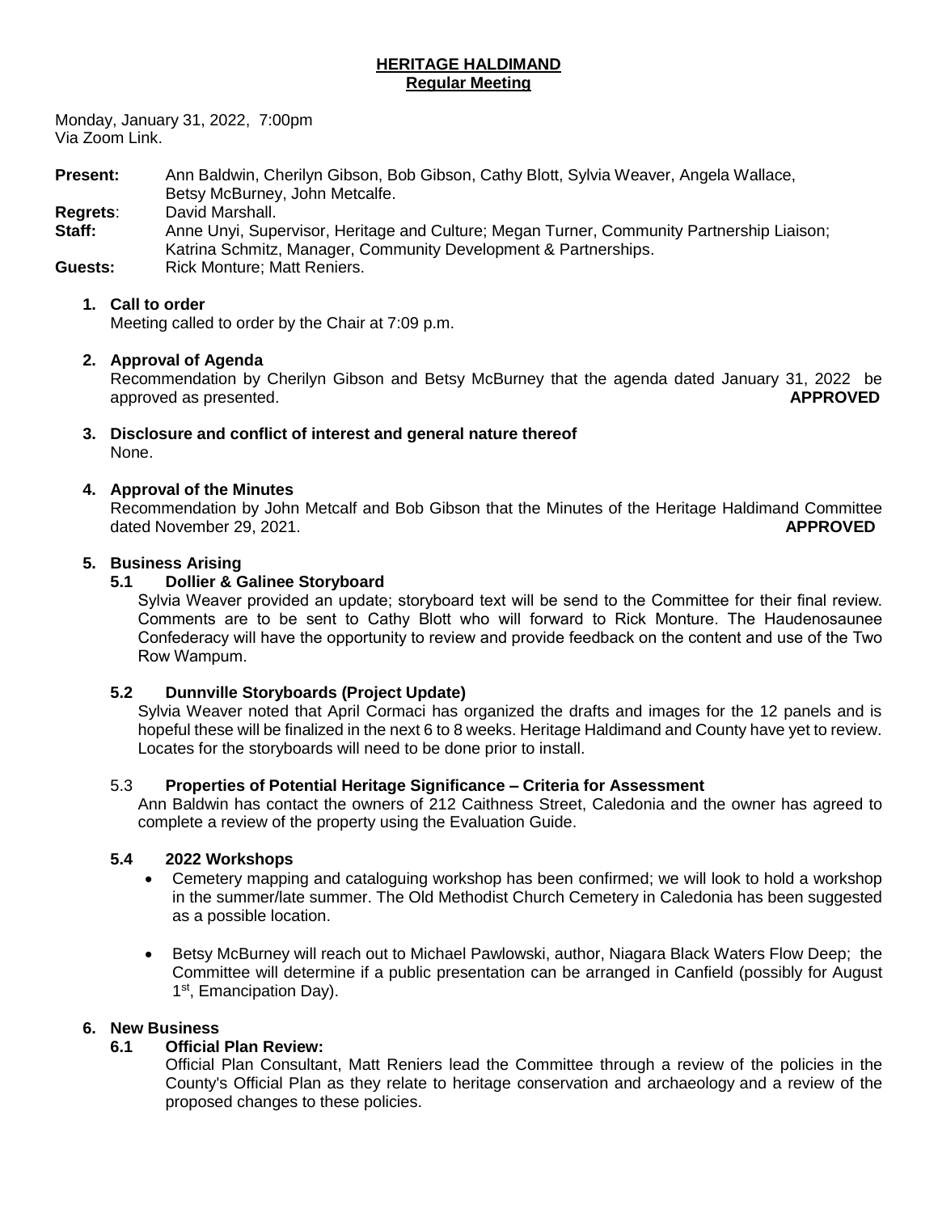**HERITAGE HALDIMAND**
**Regular Meeting**

Monday, January 31, 2022, 7:00pm
Via Zoom Link.

**Present:** Ann Baldwin, Cherilyn Gibson, Bob Gibson, Cathy Blott, Sylvia Weaver, Angela Wallace, Betsy McBurney, John Metcalfe.
**Regrets**: David Marshall.
**Staff:** Anne Unyi, Supervisor, Heritage and Culture; Megan Turner, Community Partnership Liaison; Katrina Schmitz, Manager, Community Development & Partnerships.
**Guests:** Rick Monture; Matt Reniers.

1. **Call to order**
   Meeting called to order by the Chair at 7:09 p.m.

2. **Approval of Agenda**
   Recommendation by Cherilyn Gibson and Betsy McBurney that the agenda dated January 31, 2022 be approved as presented. **APPROVED**

3. **Disclosure and conflict of interest and general nature thereof**
   None.

4. **Approval of the Minutes**
   Recommendation by John Metcalf and Bob Gibson that the Minutes of the Heritage Haldimand Committee dated November 29, 2021. **APPROVED**

5. **Business Arising**

   **5.1 Dollier & Galinee Storyboard**
   Sylvia Weaver provided an update; storyboard text will be send to the Committee for their final review. Comments are to be sent to Cathy Blott who will forward to Rick Monture. The Haudenosaunee Confederacy will have the opportunity to review and provide feedback on the content and use of the Two Row Wampum.

   **5.2 Dunnville Storyboards (Project Update)**
   Sylvia Weaver noted that April Cormaci has organized the drafts and images for the 12 panels and is hopeful these will be finalized in the next 6 to 8 weeks. Heritage Haldimand and County have yet to review. Locates for the storyboards will need to be done prior to install.

   5.3 **Properties of Potential Heritage Significance – Criteria for Assessment**
   Ann Baldwin has contact the owners of 212 Caithness Street, Caledonia and the owner has agreed to complete a review of the property using the Evaluation Guide.

   **5.4 2022 Workshops**
   - Cemetery mapping and cataloguing workshop has been confirmed; we will look to hold a workshop in the summer/late summer. The Old Methodist Church Cemetery in Caledonia has been suggested as a possible location.
   - Betsy McBurney will reach out to Michael Pawlowski, author, Niagara Black Waters Flow Deep; the Committee will determine if a public presentation can be arranged in Canfield (possibly for August 1st, Emancipation Day).

6. **New Business**

   **6.1 Official Plan Review:**
   Official Plan Consultant, Matt Reniers lead the Committee through a review of the policies in the County's Official Plan as they relate to heritage conservation and archaeology and a review of the proposed changes to these policies.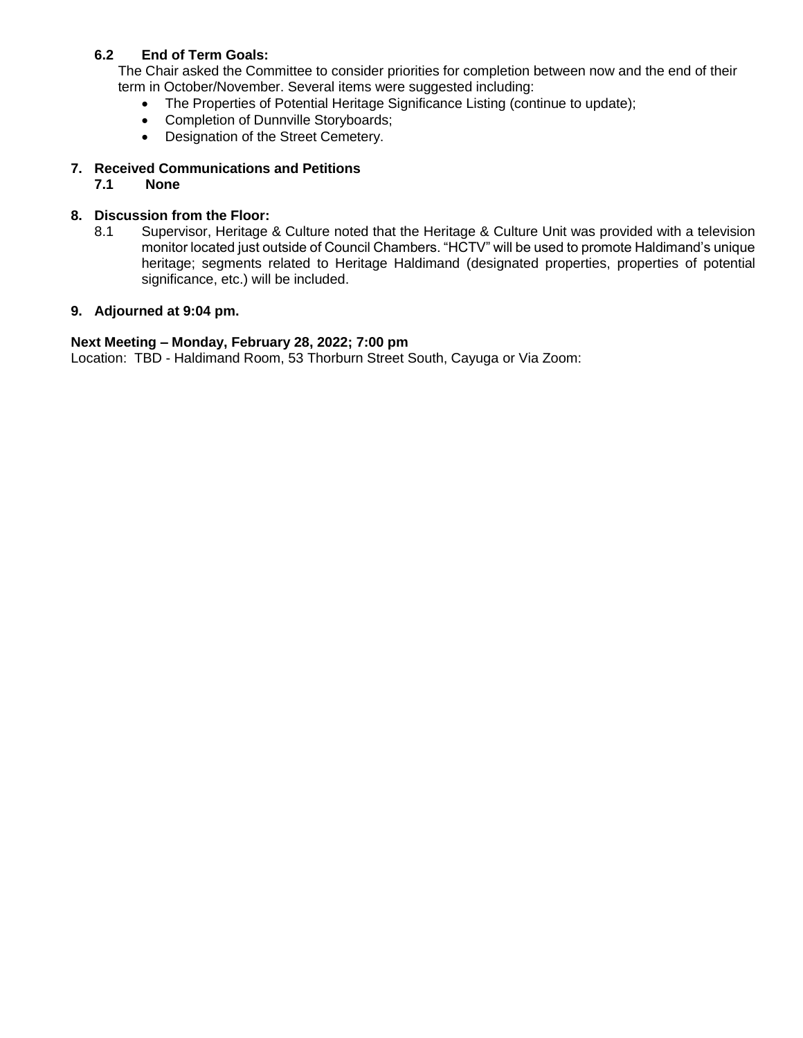**6.2 End of Term Goals:**

The Chair asked the Committee to consider priorities for completion between now and the end of their term in October/November. Several items were suggested including:

- The Properties of Potential Heritage Significance Listing (continue to update);
- Completion of Dunnville Storyboards;
- Designation of the Street Cemetery.

**7. Received Communications and Petitions**

**7.1 None**

**8. Discussion from the Floor:**

8.1 Supervisor, Heritage & Culture noted that the Heritage & Culture Unit was provided with a television monitor located just outside of Council Chambers. "HCTV" will be used to promote Haldimand's unique heritage; segments related to Heritage Haldimand (designated properties, properties of potential significance, etc.) will be included.

**9. Adjourned at 9:04 pm.**

**Next Meeting – Monday, February 28, 2022; 7:00 pm**

Location: TBD - Haldimand Room, 53 Thorburn Street South, Cayuga or Via Zoom: